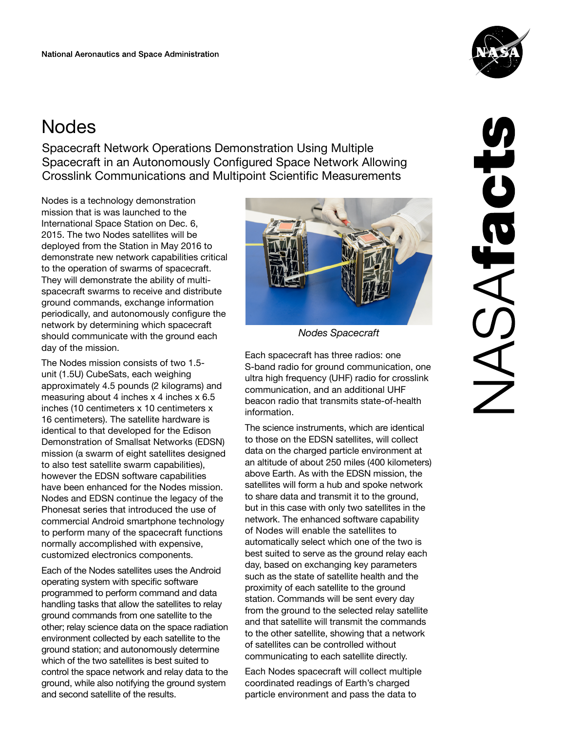National Aeronautics and Space Administration

# Nodes

## Spacecraft Network Operations Demonstration Using Multiple Spacecraft in an Autonomously Configured Space Network Allowing Crosslink Communications and Multipoint Scientific Measurements

Nodes is a technology demonstration mission that is was launched to the International Space Station on Dec. 6, 2015. The two Nodes satellites will be deployed from the Station in May 2016 to demonstrate new network capabilities critical to the operation of swarms of spacecraft. They will demonstrate the ability of multi-spacecraft swarms to receive and distribute ground commands, exchange information periodically, and autonomously configure the network by determining which spacecraft should communicate with the ground each day of the mission.

The Nodes mission consists of two 1.5-unit (1.5U) CubeSats, each weighing approximately 4.5 pounds (2 kilograms) and measuring about 4 inches x 4 inches x 6.5 inches (10 centimeters x 10 centimeters x 16 centimeters). The satellite hardware is identical to that developed for the Edison Demonstration of Smallsat Networks (EDSN) mission (a swarm of eight satellites designed to also test satellite swarm capabilities), however the EDSN software capabilities have been enhanced for the Nodes mission. Nodes and EDSN continue the legacy of the Phonesat series that introduced the use of commercial Android smartphone technology to perform many of the spacecraft functions normally accomplished with expensive, customized electronics components.

Each of the Nodes satellites uses the Android operating system with specific software programmed to perform command and data handling tasks that allow the satellites to relay ground commands from one satellite to the other; relay science data on the space radiation environment collected by each satellite to the ground station; and autonomously determine which of the two satellites is best suited to control the space network and relay data to the ground, while also notifying the ground system and second satellite of the results.

*Nodes Spacecraft*

Each spacecraft has three radios: one S-band radio for ground communication, one ultra high frequency (UHF) radio for crosslink communication, and an additional UHF beacon radio that transmits state-of-health information.

The science instruments, which are identical to those on the EDSN satellites, will collect data on the charged particle environment at an altitude of about 250 miles (400 kilometers) above Earth. As with the EDSN mission, the satellites will form a hub and spoke network to share data and transmit it to the ground, but in this case with only two satellites in the network. The enhanced software capability of Nodes will enable the satellites to automatically select which one of the two is best suited to serve as the ground relay each day, based on exchanging key parameters such as the state of satellite health and the proximity of each satellite to the ground station. Commands will be sent every day from the ground to the selected relay satellite and that satellite will transmit the commands to the other satellite, showing that a network of satellites can be controlled without communicating to each satellite directly.

Each Nodes spacecraft will collect multiple coordinated readings of Earth's charged particle environment and pass the data to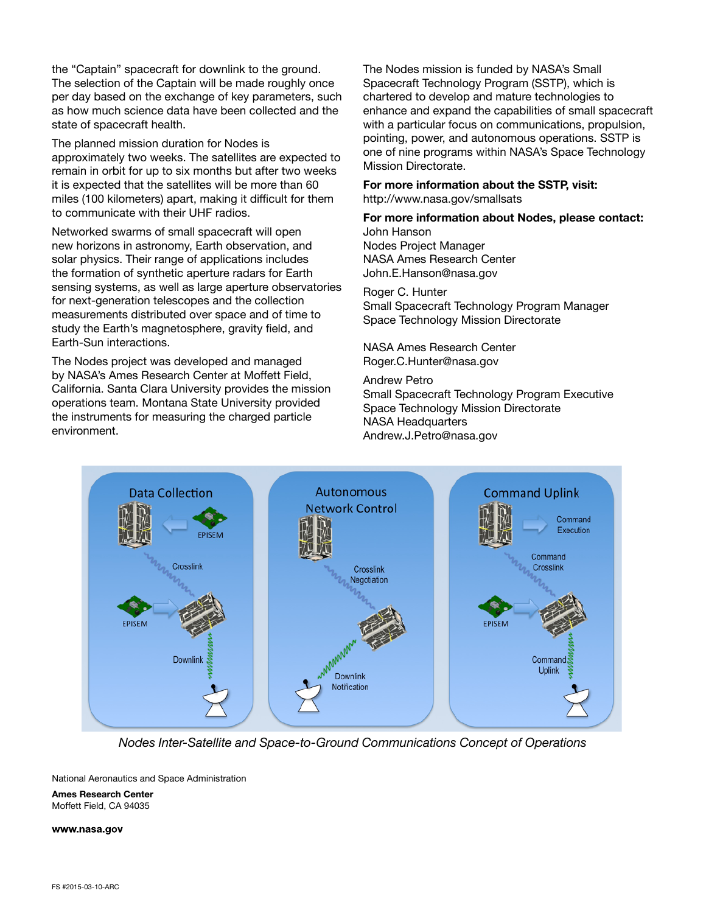the "Captain" spacecraft for downlink to the ground. The selection of the Captain will be made roughly once per day based on the exchange of key parameters, such as how much science data have been collected and the state of spacecraft health.

The planned mission duration for Nodes is approximately two weeks. The satellites are expected to remain in orbit for up to six months but after two weeks it is expected that the satellites will be more than 60 miles (100 kilometers) apart, making it difficult for them to communicate with their UHF radios.

Networked swarms of small spacecraft will open new horizons in astronomy, Earth observation, and solar physics. Their range of applications includes the formation of synthetic aperture radars for Earth sensing systems, as well as large aperture observatories for next-generation telescopes and the collection measurements distributed over space and of time to study the Earth's magnetosphere, gravity field, and Earth-Sun interactions.

The Nodes project was developed and managed by NASA's Ames Research Center at Moffett Field, California. Santa Clara University provides the mission operations team. Montana State University provided the instruments for measuring the charged particle environment.

The Nodes mission is funded by NASA's Small Spacecraft Technology Program (SSTP), which is chartered to develop and mature technologies to enhance and expand the capabilities of small spacecraft with a particular focus on communications, propulsion, pointing, power, and autonomous operations. SSTP is one of nine programs within NASA's Space Technology Mission Directorate.

**For more information about the SSTP, visit:**
http://www.nasa.gov/smallsats

**For more information about Nodes, please contact:**

John Hanson
Nodes Project Manager
NASA Ames Research Center
John.E.Hanson@nasa.gov

Roger C. Hunter
Small Spacecraft Technology Program Manager
Space Technology Mission Directorate

NASA Ames Research Center
Roger.C.Hunter@nasa.gov

Andrew Petro
Small Spacecraft Technology Program Executive
Space Technology Mission Directorate
NASA Headquarters
Andrew.J.Petro@nasa.gov

Data Collection
EPISEM
Crosslink
EPISEM
Downlink

Autonomous Network Control
Crosslink Negotiation
Downlink Notification

Command Uplink
Command Execution
Command Crosslink
EPISEM
Command Uplink

*Nodes Inter-Satellite and Space-to-Ground Communications Concept of Operations*

National Aeronautics and Space Administration

**Ames Research Center**
Moffett Field, CA 94035

**www.nasa.gov**

FS #2015-03-10-ARC